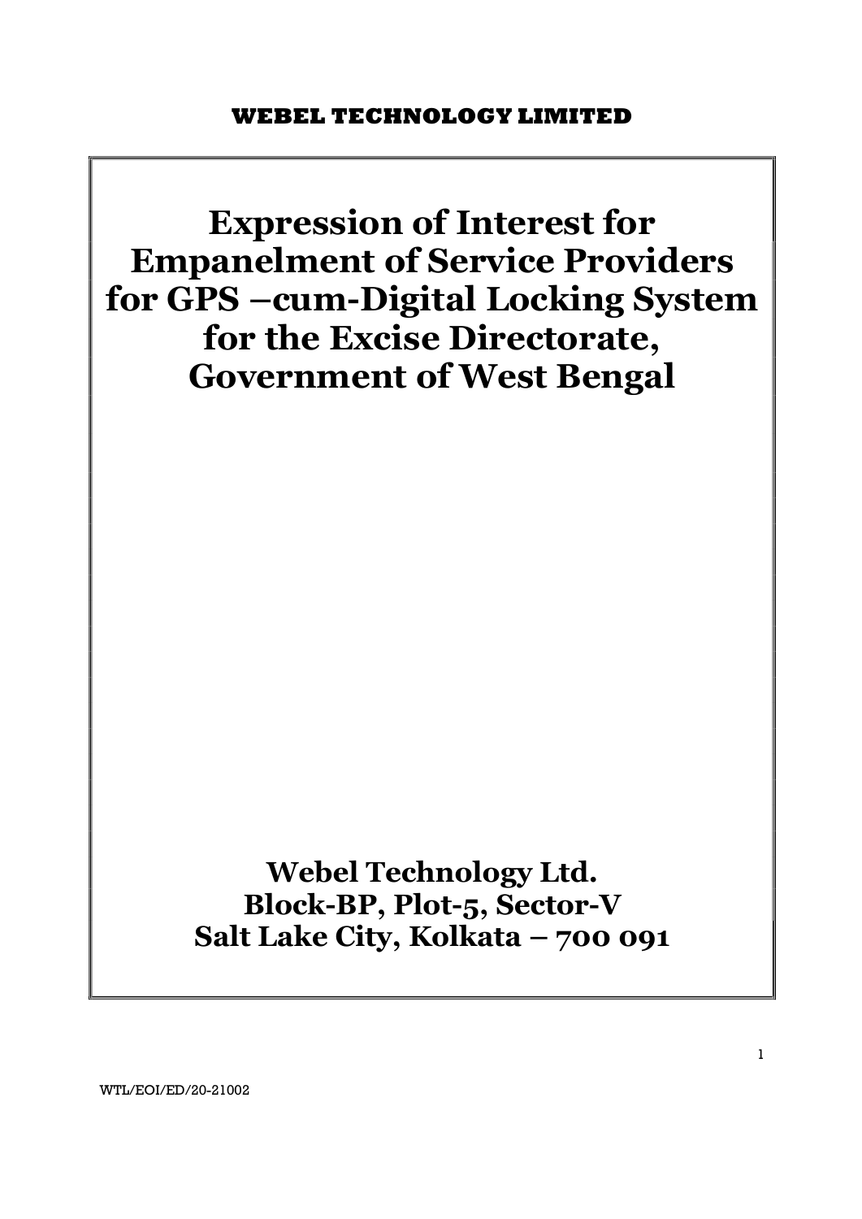**WEBEL TECHNOLOGY LIMITED**

# Expression of Interest for Empanelment of Service Providers for GPS –cum-Digital Locking System for the Excise Directorate, Government of West Bengal

**Webel Technology Ltd.**
**Block-BP, Plot-5, Sector-V**
**Salt Lake City, Kolkata – 700 091**

WTL/EOI/ED/20-21002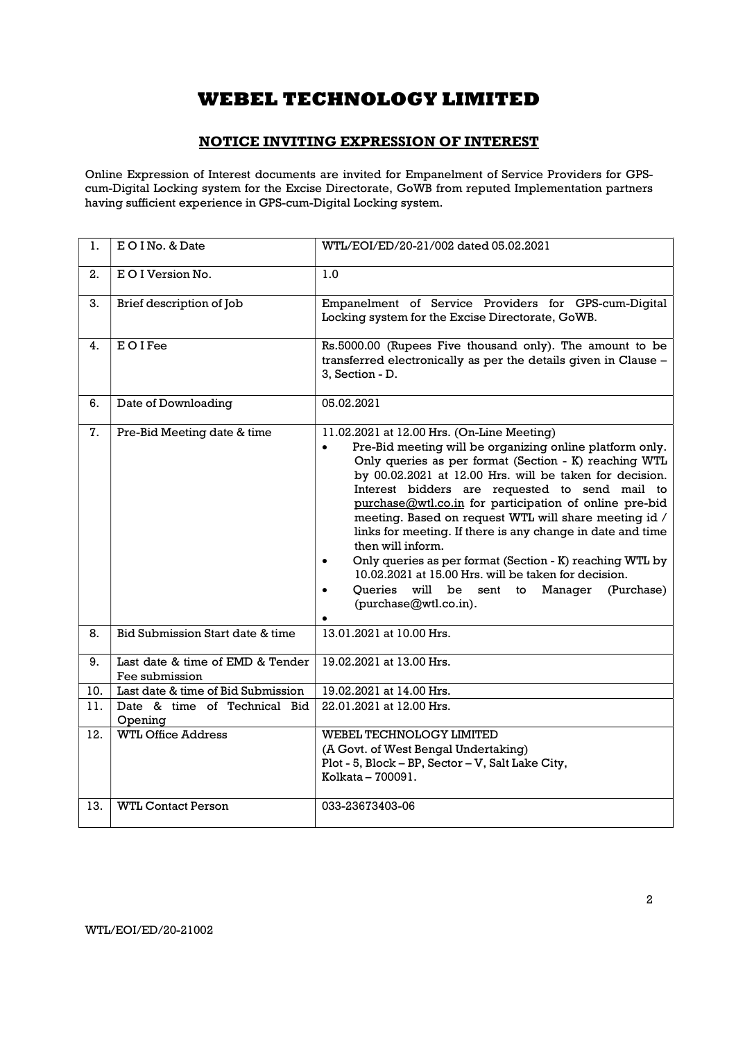# WEBEL TECHNOLOGY LIMITED

## NOTICE INVITING EXPRESSION OF INTEREST

Online Expression of Interest documents are invited for Empanelment of Service Providers for GPS-cum-Digital Locking system for the Excise Directorate, GoWB from reputed Implementation partners having sufficient experience in GPS-cum-Digital Locking system.

| | | |
|---|---|---|
| 1. | E O I No. & Date | WTL/EOI/ED/20-21/002 dated 05.02.2021 |
| 2. | E O I Version No. | 1.0 |
| 3. | Brief description of Job | Empanelment of Service Providers for GPS-cum-Digital Locking system for the Excise Directorate, GoWB. |
| 4. | E O I Fee | Rs.5000.00 (Rupees Five thousand only). The amount to be transferred electronically as per the details given in Clause – 3, Section - D. |
| 6. | Date of Downloading | 05.02.2021 |
| 7. | Pre-Bid Meeting date & time | 11.02.2021 at 12.00 Hrs. (On-Line Meeting)<br>• Pre-Bid meeting will be organizing online platform only. Only queries as per format (Section - K) reaching WTL by 00.02.2021 at 12.00 Hrs. will be taken for decision. Interest bidders are requested to send mail to purchase@wtl.co.in for participation of online pre-bid meeting. Based on request WTL will share meeting id / links for meeting. If there is any change in date and time then will inform.<br>• Only queries as per format (Section - K) reaching WTL by 10.02.2021 at 15.00 Hrs. will be taken for decision.<br>• Queries will be sent to Manager (Purchase) (purchase@wtl.co.in).<br>• |
| 8. | Bid Submission Start date & time | 13.01.2021 at 10.00 Hrs. |
| 9. | Last date & time of EMD & Tender Fee submission | 19.02.2021 at 13.00 Hrs. |
| 10. | Last date & time of Bid Submission | 19.02.2021 at 14.00 Hrs. |
| 11. | Date & time of Technical Bid Opening | 22.01.2021 at 12.00 Hrs. |
| 12. | WTL Office Address | WEBEL TECHNOLOGY LIMITED<br>(A Govt. of West Bengal Undertaking)<br>Plot - 5, Block – BP, Sector – V, Salt Lake City,<br>Kolkata – 700091. |
| 13. | WTL Contact Person | 033-23673403-06 |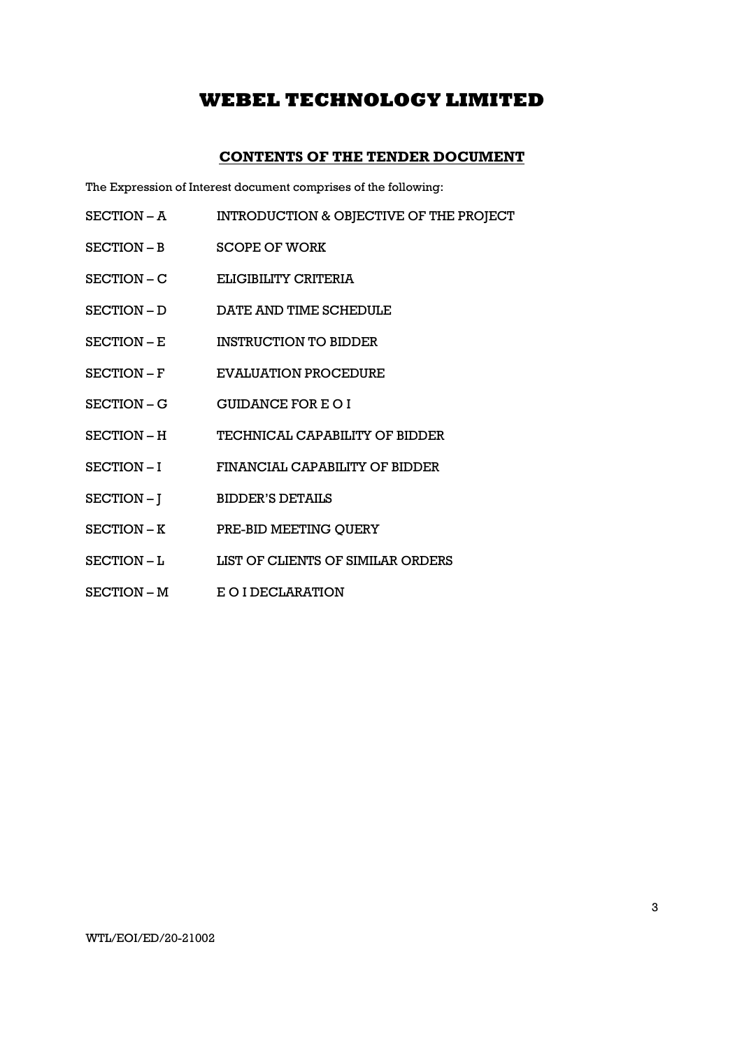# WEBEL TECHNOLOGY LIMITED

## CONTENTS OF THE TENDER DOCUMENT

The Expression of Interest document comprises of the following:

| | |
|---|---|
| SECTION – A | INTRODUCTION & OBJECTIVE OF THE PROJECT |
| SECTION – B | SCOPE OF WORK |
| SECTION – C | ELIGIBILITY CRITERIA |
| SECTION – D | DATE AND TIME SCHEDULE |
| SECTION – E | INSTRUCTION TO BIDDER |
| SECTION – F | EVALUATION PROCEDURE |
| SECTION – G | GUIDANCE FOR E O I |
| SECTION – H | TECHNICAL CAPABILITY OF BIDDER |
| SECTION – I | FINANCIAL CAPABILITY OF BIDDER |
| SECTION – J | BIDDER'S DETAILS |
| SECTION – K | PRE-BID MEETING QUERY |
| SECTION – L | LIST OF CLIENTS OF SIMILAR ORDERS |
| SECTION – M | E O I DECLARATION |

WTL/EOI/ED/20-21002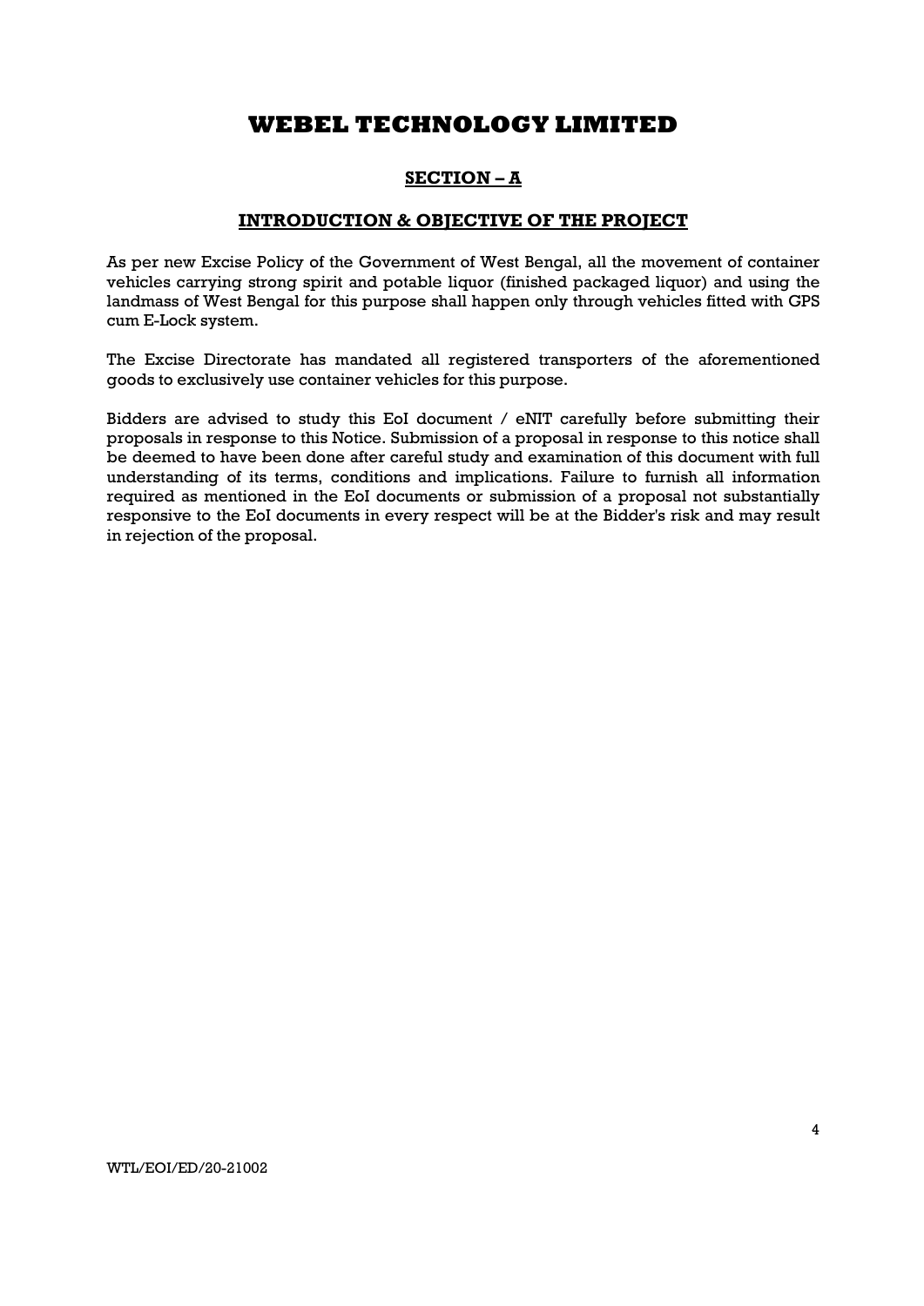# WEBEL TECHNOLOGY LIMITED

## SECTION – A

### INTRODUCTION & OBJECTIVE OF THE PROJECT

As per new Excise Policy of the Government of West Bengal, all the movement of container vehicles carrying strong spirit and potable liquor (finished packaged liquor) and using the landmass of West Bengal for this purpose shall happen only through vehicles fitted with GPS cum E-Lock system.

The Excise Directorate has mandated all registered transporters of the aforementioned goods to exclusively use container vehicles for this purpose.

Bidders are advised to study this EoI document / eNIT carefully before submitting their proposals in response to this Notice. Submission of a proposal in response to this notice shall be deemed to have been done after careful study and examination of this document with full understanding of its terms, conditions and implications. Failure to furnish all information required as mentioned in the EoI documents or submission of a proposal not substantially responsive to the EoI documents in every respect will be at the Bidder's risk and may result in rejection of the proposal.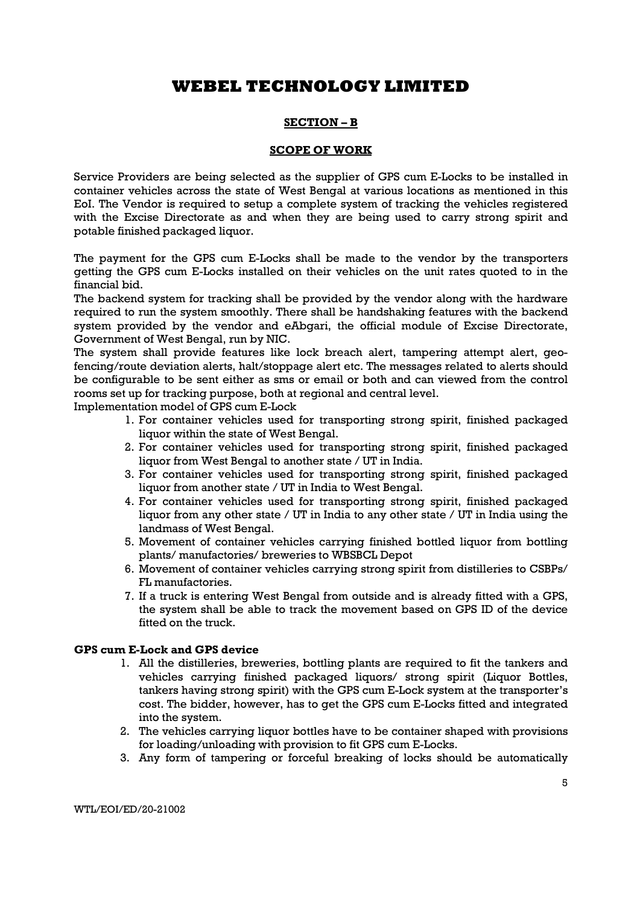# WEBEL TECHNOLOGY LIMITED

## SECTION – B

## SCOPE OF WORK

Service Providers are being selected as the supplier of GPS cum E-Locks to be installed in container vehicles across the state of West Bengal at various locations as mentioned in this EoI. The Vendor is required to setup a complete system of tracking the vehicles registered with the Excise Directorate as and when they are being used to carry strong spirit and potable finished packaged liquor.

The payment for the GPS cum E-Locks shall be made to the vendor by the transporters getting the GPS cum E-Locks installed on their vehicles on the unit rates quoted to in the financial bid.

The backend system for tracking shall be provided by the vendor along with the hardware required to run the system smoothly. There shall be handshaking features with the backend system provided by the vendor and eAbgari, the official module of Excise Directorate, Government of West Bengal, run by NIC.

The system shall provide features like lock breach alert, tampering attempt alert, geo-fencing/route deviation alerts, halt/stoppage alert etc. The messages related to alerts should be configurable to be sent either as sms or email or both and can viewed from the control rooms set up for tracking purpose, both at regional and central level.

Implementation model of GPS cum E-Lock

1. For container vehicles used for transporting strong spirit, finished packaged liquor within the state of West Bengal.
2. For container vehicles used for transporting strong spirit, finished packaged liquor from West Bengal to another state / UT in India.
3. For container vehicles used for transporting strong spirit, finished packaged liquor from another state / UT in India to West Bengal.
4. For container vehicles used for transporting strong spirit, finished packaged liquor from any other state / UT in India to any other state / UT in India using the landmass of West Bengal.
5. Movement of container vehicles carrying finished bottled liquor from bottling plants/ manufactories/ breweries to WBSBCL Depot
6. Movement of container vehicles carrying strong spirit from distilleries to CSBPs/ FL manufactories.
7. If a truck is entering West Bengal from outside and is already fitted with a GPS, the system shall be able to track the movement based on GPS ID of the device fitted on the truck.

**GPS cum E-Lock and GPS device**

1. All the distilleries, breweries, bottling plants are required to fit the tankers and vehicles carrying finished packaged liquors/ strong spirit (Liquor Bottles, tankers having strong spirit) with the GPS cum E-Lock system at the transporter's cost. The bidder, however, has to get the GPS cum E-Locks fitted and integrated into the system.
2. The vehicles carrying liquor bottles have to be container shaped with provisions for loading/unloading with provision to fit GPS cum E-Locks.
3. Any form of tampering or forceful breaking of locks should be automatically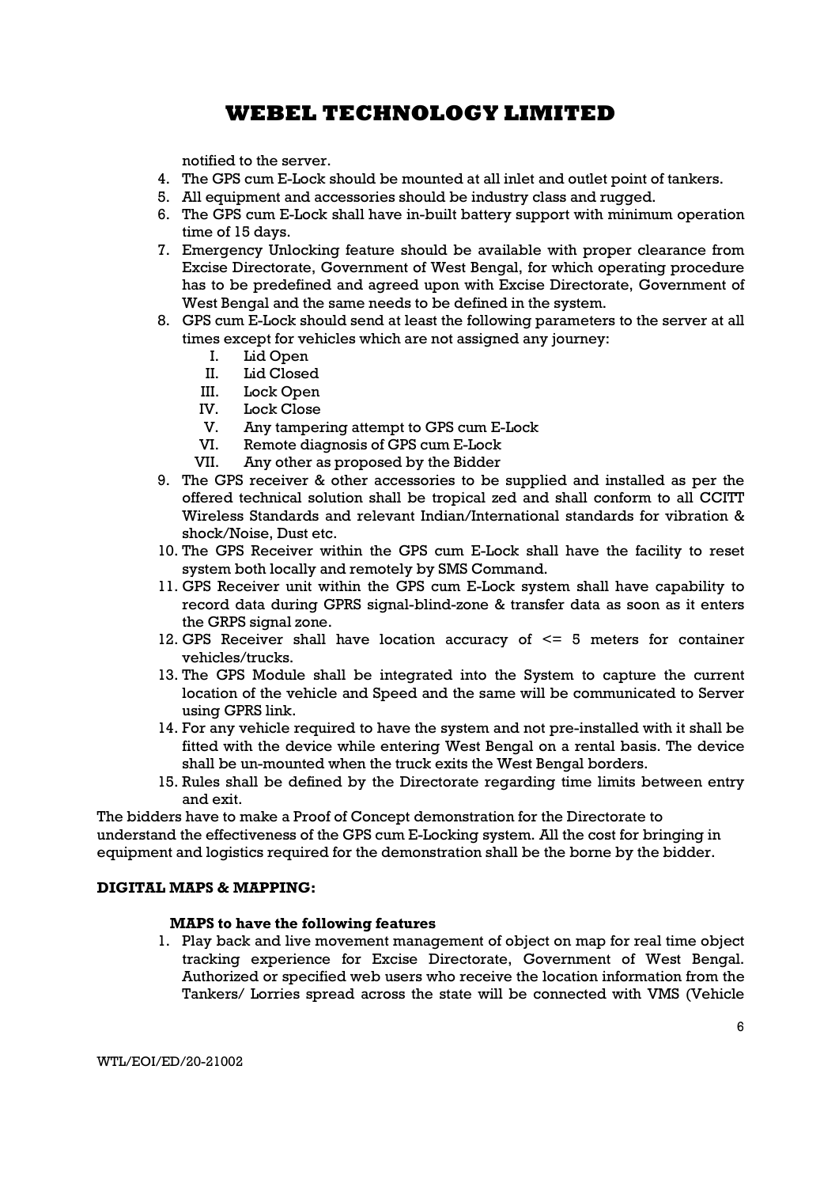notified to the server.

4. The GPS cum E-Lock should be mounted at all inlet and outlet point of tankers.
5. All equipment and accessories should be industry class and rugged.
6. The GPS cum E-Lock shall have in-built battery support with minimum operation time of 15 days.
7. Emergency Unlocking feature should be available with proper clearance from Excise Directorate, Government of West Bengal, for which operating procedure has to be predefined and agreed upon with Excise Directorate, Government of West Bengal and the same needs to be defined in the system.
8. GPS cum E-Lock should send at least the following parameters to the server at all times except for vehicles which are not assigned any journey:
   I. Lid Open
   II. Lid Closed
   III. Lock Open
   IV. Lock Close
   V. Any tampering attempt to GPS cum E-Lock
   VI. Remote diagnosis of GPS cum E-Lock
   VII. Any other as proposed by the Bidder
9. The GPS receiver & other accessories to be supplied and installed as per the offered technical solution shall be tropical zed and shall conform to all CCITT Wireless Standards and relevant Indian/International standards for vibration & shock/Noise, Dust etc.
10. The GPS Receiver within the GPS cum E-Lock shall have the facility to reset system both locally and remotely by SMS Command.
11. GPS Receiver unit within the GPS cum E-Lock system shall have capability to record data during GPRS signal-blind-zone & transfer data as soon as it enters the GRPS signal zone.
12. GPS Receiver shall have location accuracy of <= 5 meters for container vehicles/trucks.
13. The GPS Module shall be integrated into the System to capture the current location of the vehicle and Speed and the same will be communicated to Server using GPRS link.
14. For any vehicle required to have the system and not pre-installed with it shall be fitted with the device while entering West Bengal on a rental basis. The device shall be un-mounted when the truck exits the West Bengal borders.
15. Rules shall be defined by the Directorate regarding time limits between entry and exit.

The bidders have to make a Proof of Concept demonstration for the Directorate to understand the effectiveness of the GPS cum E-Locking system. All the cost for bringing in equipment and logistics required for the demonstration shall be the borne by the bidder.

**DIGITAL MAPS & MAPPING:**

**MAPS to have the following features**

1. Play back and live movement management of object on map for real time object tracking experience for Excise Directorate, Government of West Bengal. Authorized or specified web users who receive the location information from the Tankers/ Lorries spread across the state will be connected with VMS (Vehicle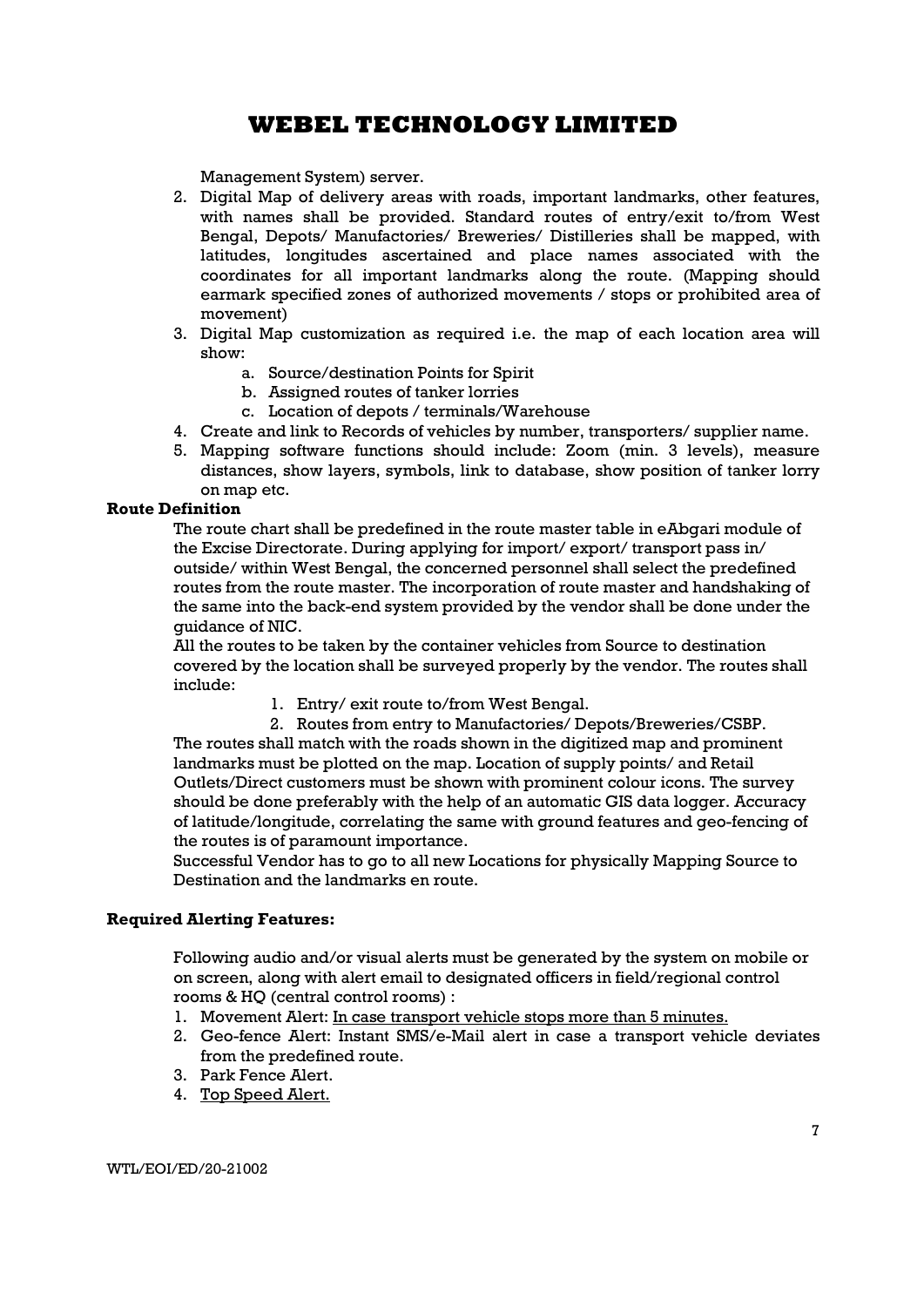Management System) server.

2. Digital Map of delivery areas with roads, important landmarks, other features, with names shall be provided. Standard routes of entry/exit to/from West Bengal, Depots/ Manufactories/ Breweries/ Distilleries shall be mapped, with latitudes, longitudes ascertained and place names associated with the coordinates for all important landmarks along the route. (Mapping should earmark specified zones of authorized movements / stops or prohibited area of movement)
3. Digital Map customization as required i.e. the map of each location area will show:
    a. Source/destination Points for Spirit
    b. Assigned routes of tanker lorries
    c. Location of depots / terminals/Warehouse
4. Create and link to Records of vehicles by number, transporters/ supplier name.
5. Mapping software functions should include: Zoom (min. 3 levels), measure distances, show layers, symbols, link to database, show position of tanker lorry on map etc.

**Route Definition**

The route chart shall be predefined in the route master table in eAbgari module of the Excise Directorate. During applying for import/ export/ transport pass in/ outside/ within West Bengal, the concerned personnel shall select the predefined routes from the route master. The incorporation of route master and handshaking of the same into the back-end system provided by the vendor shall be done under the guidance of NIC.

All the routes to be taken by the container vehicles from Source to destination covered by the location shall be surveyed properly by the vendor. The routes shall include:

1. Entry/ exit route to/from West Bengal.
2. Routes from entry to Manufactories/ Depots/Breweries/CSBP.

The routes shall match with the roads shown in the digitized map and prominent landmarks must be plotted on the map. Location of supply points/ and Retail Outlets/Direct customers must be shown with prominent colour icons. The survey should be done preferably with the help of an automatic GIS data logger. Accuracy of latitude/longitude, correlating the same with ground features and geo-fencing of the routes is of paramount importance.

Successful Vendor has to go to all new Locations for physically Mapping Source to Destination and the landmarks en route.

**Required Alerting Features:**

Following audio and/or visual alerts must be generated by the system on mobile or on screen, along with alert email to designated officers in field/regional control rooms & HQ (central control rooms) :

1. Movement Alert: <u>In case transport vehicle stops more than 5 minutes.</u>
2. Geo-fence Alert: Instant SMS/e-Mail alert in case a transport vehicle deviates from the predefined route.
3. Park Fence Alert.
4. <u>Top Speed Alert.</u>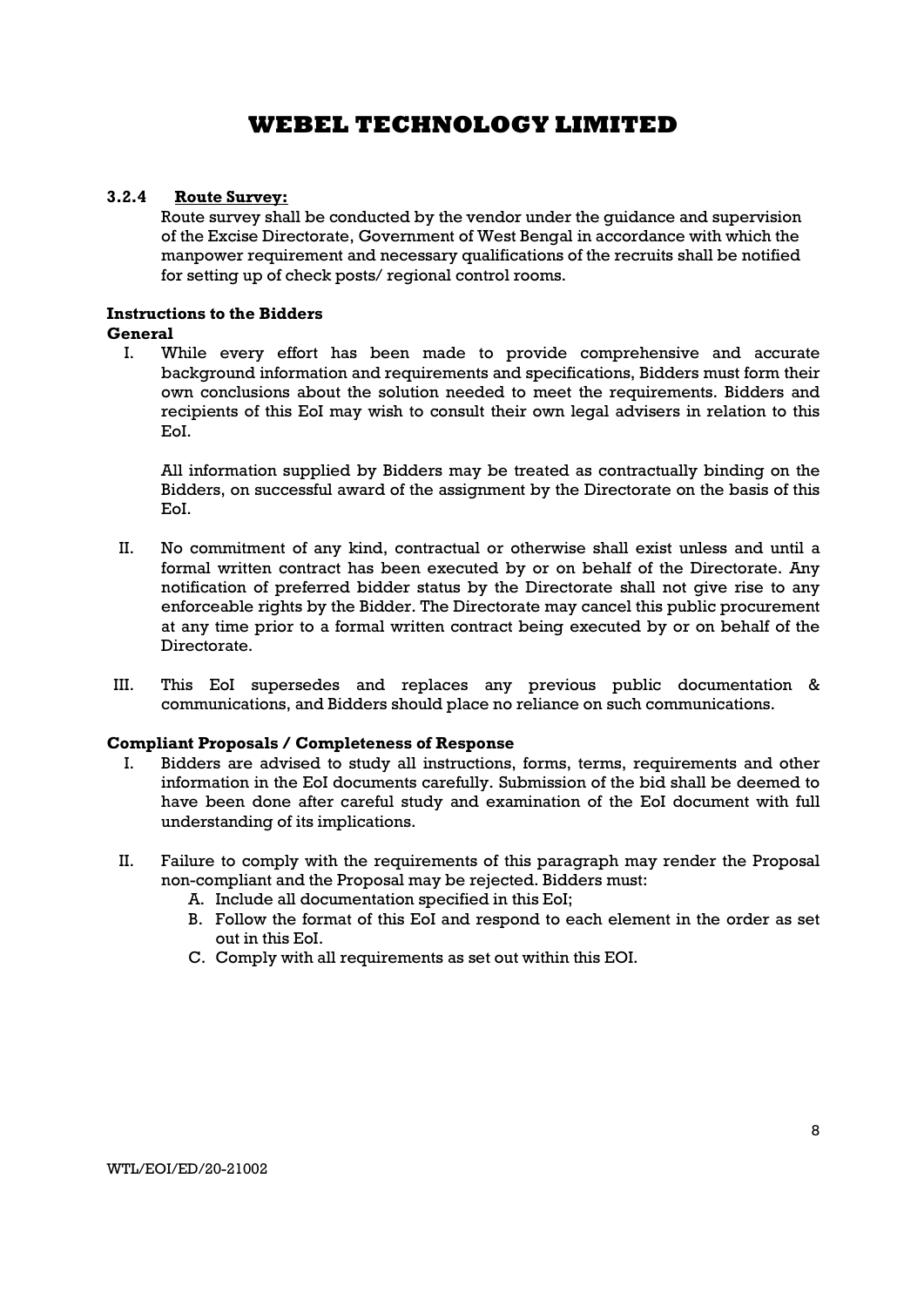#### 3.2.4 Route Survey:

Route survey shall be conducted by the vendor under the guidance and supervision of the Excise Directorate, Government of West Bengal in accordance with which the manpower requirement and necessary qualifications of the recruits shall be notified for setting up of check posts/ regional control rooms.

**Instructions to the Bidders**

**General**

I. While every effort has been made to provide comprehensive and accurate background information and requirements and specifications, Bidders must form their own conclusions about the solution needed to meet the requirements. Bidders and recipients of this EoI may wish to consult their own legal advisers in relation to this EoI.

   All information supplied by Bidders may be treated as contractually binding on the Bidders, on successful award of the assignment by the Directorate on the basis of this EoI.

II. No commitment of any kind, contractual or otherwise shall exist unless and until a formal written contract has been executed by or on behalf of the Directorate. Any notification of preferred bidder status by the Directorate shall not give rise to any enforceable rights by the Bidder. The Directorate may cancel this public procurement at any time prior to a formal written contract being executed by or on behalf of the Directorate.

III. This EoI supersedes and replaces any previous public documentation & communications, and Bidders should place no reliance on such communications.

**Compliant Proposals / Completeness of Response**

I. Bidders are advised to study all instructions, forms, terms, requirements and other information in the EoI documents carefully. Submission of the bid shall be deemed to have been done after careful study and examination of the EoI document with full understanding of its implications.

II. Failure to comply with the requirements of this paragraph may render the Proposal non-compliant and the Proposal may be rejected. Bidders must:
   A. Include all documentation specified in this EoI;
   B. Follow the format of this EoI and respond to each element in the order as set out in this EoI.
   C. Comply with all requirements as set out within this EOI.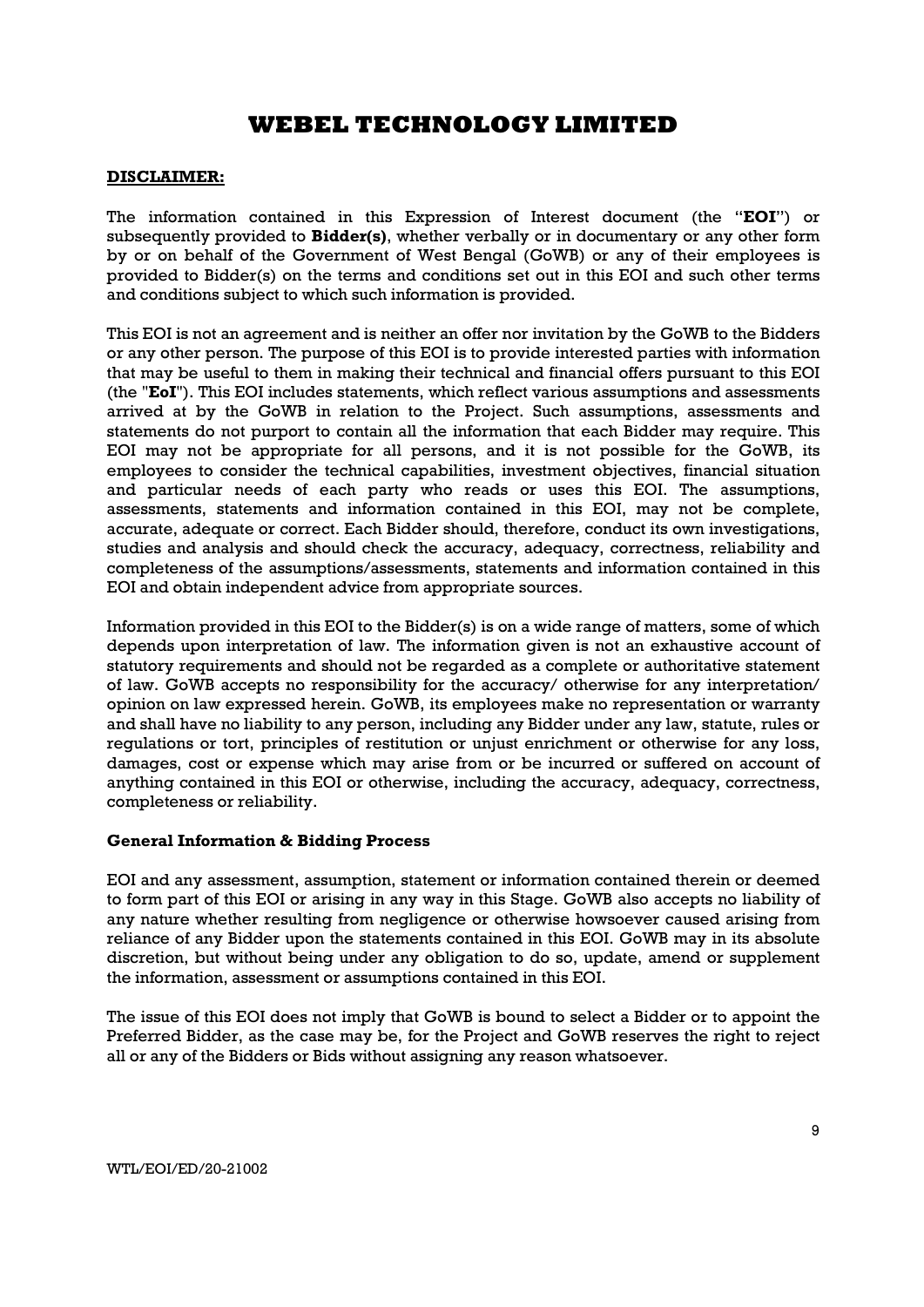# WEBEL TECHNOLOGY LIMITED

**DISCLAIMER:**

The information contained in this Expression of Interest document (the "**EOI**") or subsequently provided to **Bidder(s)**, whether verbally or in documentary or any other form by or on behalf of the Government of West Bengal (GoWB) or any of their employees is provided to Bidder(s) on the terms and conditions set out in this EOI and such other terms and conditions subject to which such information is provided.

This EOI is not an agreement and is neither an offer nor invitation by the GoWB to the Bidders or any other person. The purpose of this EOI is to provide interested parties with information that may be useful to them in making their technical and financial offers pursuant to this EOI (the "**EoI**"). This EOI includes statements, which reflect various assumptions and assessments arrived at by the GoWB in relation to the Project. Such assumptions, assessments and statements do not purport to contain all the information that each Bidder may require. This EOI may not be appropriate for all persons, and it is not possible for the GoWB, its employees to consider the technical capabilities, investment objectives, financial situation and particular needs of each party who reads or uses this EOI. The assumptions, assessments, statements and information contained in this EOI, may not be complete, accurate, adequate or correct. Each Bidder should, therefore, conduct its own investigations, studies and analysis and should check the accuracy, adequacy, correctness, reliability and completeness of the assumptions/assessments, statements and information contained in this EOI and obtain independent advice from appropriate sources.

Information provided in this EOI to the Bidder(s) is on a wide range of matters, some of which depends upon interpretation of law. The information given is not an exhaustive account of statutory requirements and should not be regarded as a complete or authoritative statement of law. GoWB accepts no responsibility for the accuracy/ otherwise for any interpretation/ opinion on law expressed herein. GoWB, its employees make no representation or warranty and shall have no liability to any person, including any Bidder under any law, statute, rules or regulations or tort, principles of restitution or unjust enrichment or otherwise for any loss, damages, cost or expense which may arise from or be incurred or suffered on account of anything contained in this EOI or otherwise, including the accuracy, adequacy, correctness, completeness or reliability.

**General Information & Bidding Process**

EOI and any assessment, assumption, statement or information contained therein or deemed to form part of this EOI or arising in any way in this Stage. GoWB also accepts no liability of any nature whether resulting from negligence or otherwise howsoever caused arising from reliance of any Bidder upon the statements contained in this EOI. GoWB may in its absolute discretion, but without being under any obligation to do so, update, amend or supplement the information, assessment or assumptions contained in this EOI.

The issue of this EOI does not imply that GoWB is bound to select a Bidder or to appoint the Preferred Bidder, as the case may be, for the Project and GoWB reserves the right to reject all or any of the Bidders or Bids without assigning any reason whatsoever.

WTL/EOI/ED/20-21002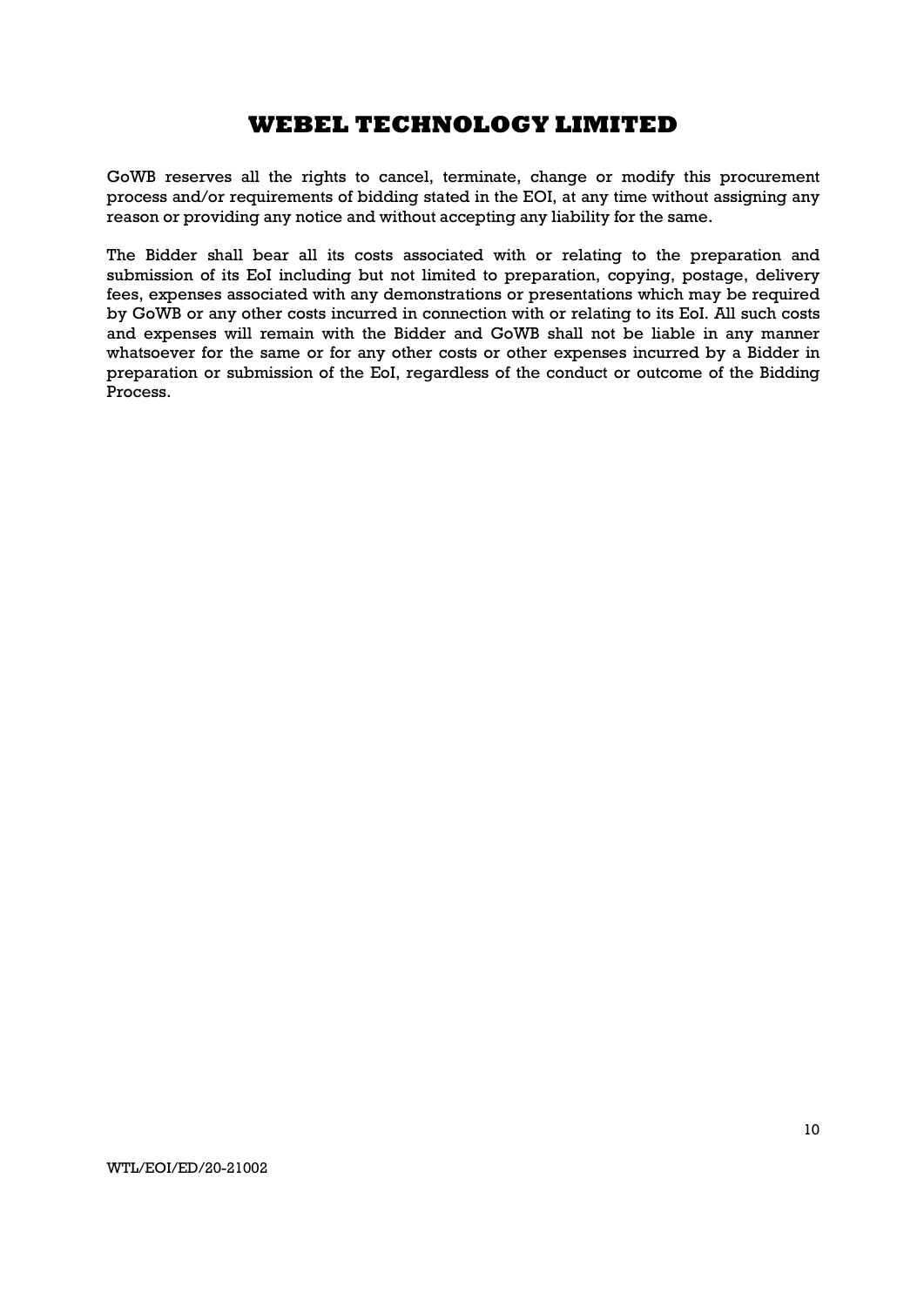GoWB reserves all the rights to cancel, terminate, change or modify this procurement process and/or requirements of bidding stated in the EOI, at any time without assigning any reason or providing any notice and without accepting any liability for the same.

The Bidder shall bear all its costs associated with or relating to the preparation and submission of its EoI including but not limited to preparation, copying, postage, delivery fees, expenses associated with any demonstrations or presentations which may be required by GoWB or any other costs incurred in connection with or relating to its EoI. All such costs and expenses will remain with the Bidder and GoWB shall not be liable in any manner whatsoever for the same or for any other costs or other expenses incurred by a Bidder in preparation or submission of the EoI, regardless of the conduct or outcome of the Bidding Process.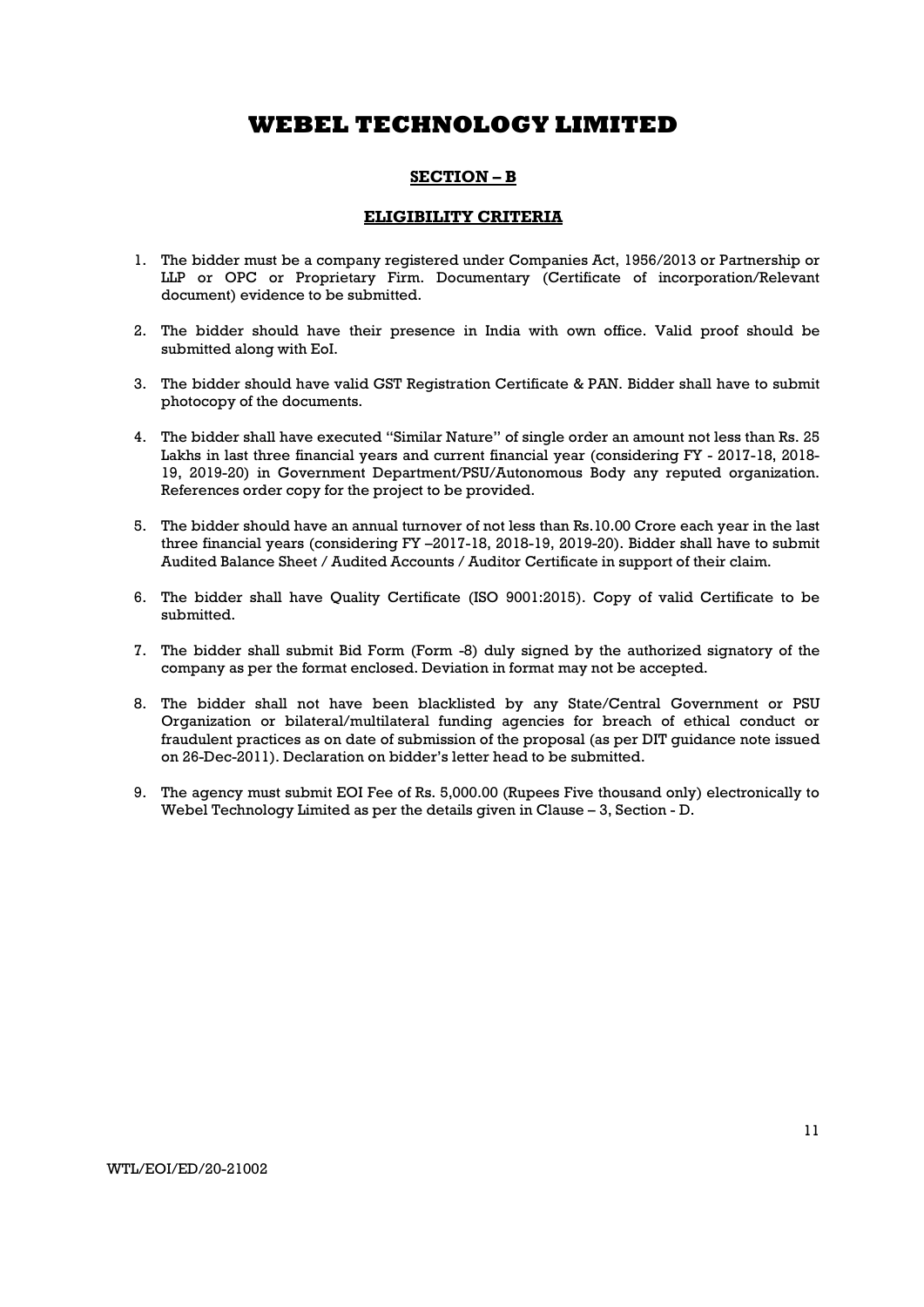# WEBEL TECHNOLOGY LIMITED

## SECTION – B

## ELIGIBILITY CRITERIA

1. The bidder must be a company registered under Companies Act, 1956/2013 or Partnership or LLP or OPC or Proprietary Firm. Documentary (Certificate of incorporation/Relevant document) evidence to be submitted.

2. The bidder should have their presence in India with own office. Valid proof should be submitted along with EoI.

3. The bidder should have valid GST Registration Certificate & PAN. Bidder shall have to submit photocopy of the documents.

4. The bidder shall have executed "Similar Nature" of single order an amount not less than Rs. 25 Lakhs in last three financial years and current financial year (considering FY - 2017-18, 2018-19, 2019-20) in Government Department/PSU/Autonomous Body any reputed organization. References order copy for the project to be provided.

5. The bidder should have an annual turnover of not less than Rs.10.00 Crore each year in the last three financial years (considering FY –2017-18, 2018-19, 2019-20). Bidder shall have to submit Audited Balance Sheet / Audited Accounts / Auditor Certificate in support of their claim.

6. The bidder shall have Quality Certificate (ISO 9001:2015). Copy of valid Certificate to be submitted.

7. The bidder shall submit Bid Form (Form -8) duly signed by the authorized signatory of the company as per the format enclosed. Deviation in format may not be accepted.

8. The bidder shall not have been blacklisted by any State/Central Government or PSU Organization or bilateral/multilateral funding agencies for breach of ethical conduct or fraudulent practices as on date of submission of the proposal (as per DIT guidance note issued on 26-Dec-2011). Declaration on bidder's letter head to be submitted.

9. The agency must submit EOI Fee of Rs. 5,000.00 (Rupees Five thousand only) electronically to Webel Technology Limited as per the details given in Clause – 3, Section - D.

WTL/EOI/ED/20-21002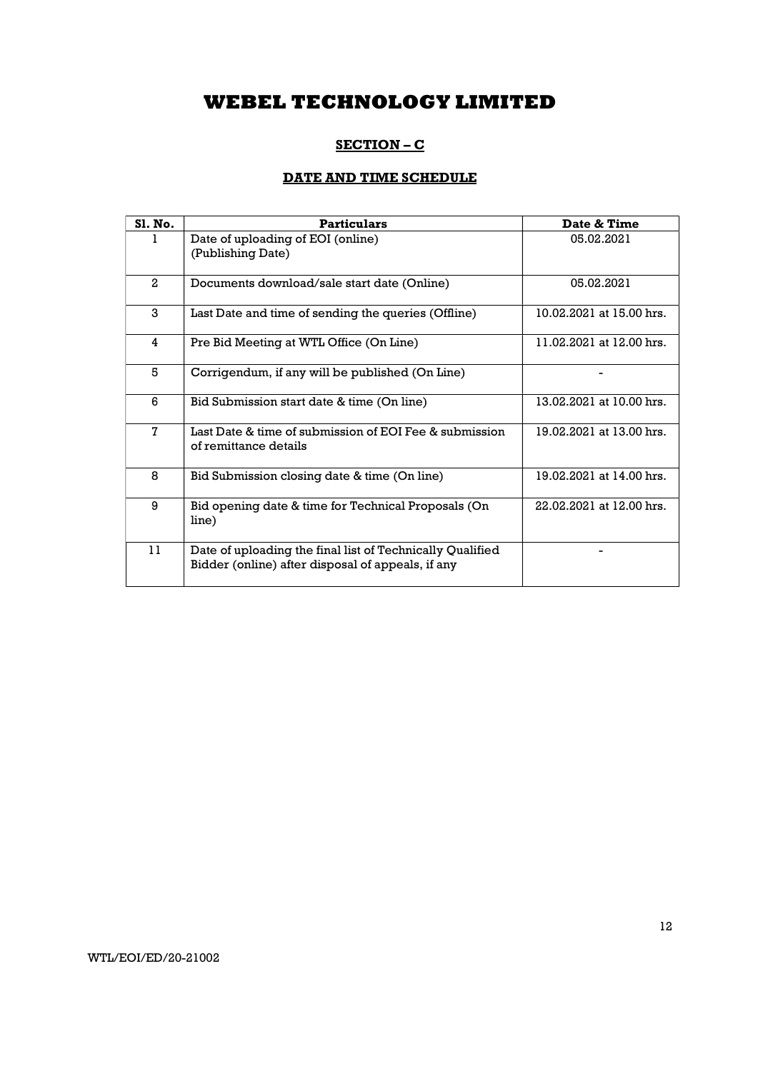# WEBEL TECHNOLOGY LIMITED

## SECTION – C

### DATE AND TIME SCHEDULE

| Sl. No. | Particulars | Date & Time |
|---|---|---|
| 1 | Date of uploading of EOI (online) (Publishing Date) | 05.02.2021 |
| 2 | Documents download/sale start date (Online) | 05.02.2021 |
| 3 | Last Date and time of sending the queries (Offline) | 10.02.2021 at 15.00 hrs. |
| 4 | Pre Bid Meeting at WTL Office (On Line) | 11.02.2021 at 12.00 hrs. |
| 5 | Corrigendum, if any will be published (On Line) | - |
| 6 | Bid Submission start date & time (On line) | 13.02.2021 at 10.00 hrs. |
| 7 | Last Date & time of submission of EOI Fee & submission of remittance details | 19.02.2021 at 13.00 hrs. |
| 8 | Bid Submission closing date & time (On line) | 19.02.2021 at 14.00 hrs. |
| 9 | Bid opening date & time for Technical Proposals (On line) | 22.02.2021 at 12.00 hrs. |
| 11 | Date of uploading the final list of Technically Qualified Bidder (online) after disposal of appeals, if any | - |

WTL/EOI/ED/20-21002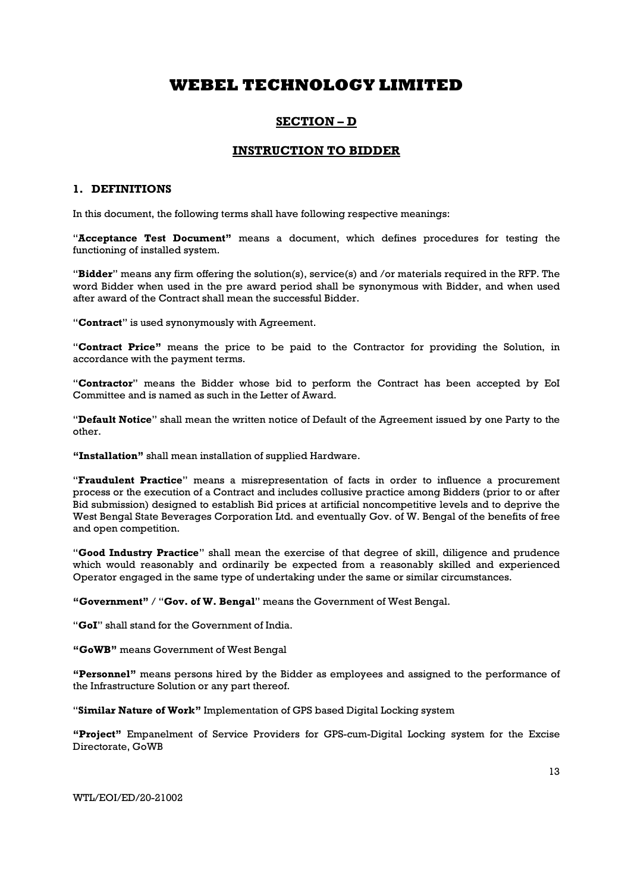# WEBEL TECHNOLOGY LIMITED

## SECTION – D

## INSTRUCTION TO BIDDER

### 1. DEFINITIONS

In this document, the following terms shall have following respective meanings:

"**Acceptance Test Document"** means a document, which defines procedures for testing the functioning of installed system.

"**Bidder**" means any firm offering the solution(s), service(s) and /or materials required in the RFP. The word Bidder when used in the pre award period shall be synonymous with Bidder, and when used after award of the Contract shall mean the successful Bidder.

"**Contract**" is used synonymously with Agreement.

"**Contract Price"** means the price to be paid to the Contractor for providing the Solution, in accordance with the payment terms.

"**Contractor**" means the Bidder whose bid to perform the Contract has been accepted by EoI Committee and is named as such in the Letter of Award.

"**Default Notice**" shall mean the written notice of Default of the Agreement issued by one Party to the other.

**"Installation"** shall mean installation of supplied Hardware.

"**Fraudulent Practice**" means a misrepresentation of facts in order to influence a procurement process or the execution of a Contract and includes collusive practice among Bidders (prior to or after Bid submission) designed to establish Bid prices at artificial noncompetitive levels and to deprive the West Bengal State Beverages Corporation Ltd. and eventually Gov. of W. Bengal of the benefits of free and open competition.

"**Good Industry Practice**" shall mean the exercise of that degree of skill, diligence and prudence which would reasonably and ordinarily be expected from a reasonably skilled and experienced Operator engaged in the same type of undertaking under the same or similar circumstances.

**"Government"** / "**Gov. of W. Bengal**" means the Government of West Bengal.

"**GoI**" shall stand for the Government of India.

**"GoWB"** means Government of West Bengal

**"Personnel"** means persons hired by the Bidder as employees and assigned to the performance of the Infrastructure Solution or any part thereof.

"**Similar Nature of Work"** Implementation of GPS based Digital Locking system

**"Project"** Empanelment of Service Providers for GPS-cum-Digital Locking system for the Excise Directorate, GoWB

WTL/EOI/ED/20-21002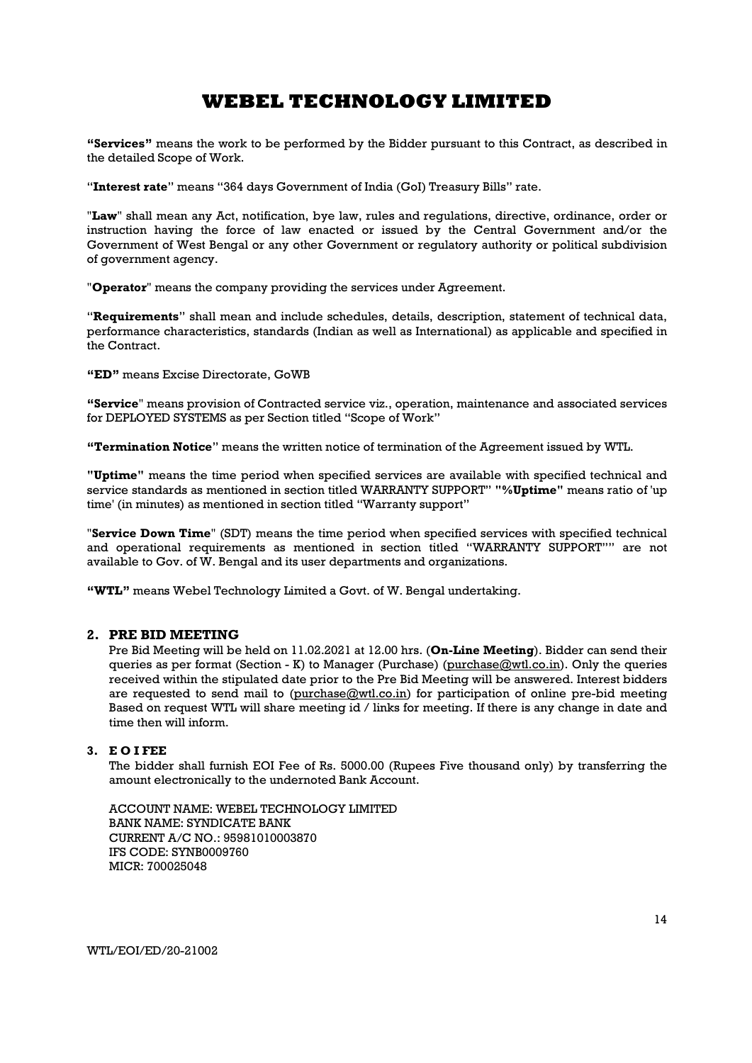**"Services"** means the work to be performed by the Bidder pursuant to this Contract, as described in the detailed Scope of Work.

"**Interest rate**" means "364 days Government of India (GoI) Treasury Bills" rate.

"**Law**" shall mean any Act, notification, bye law, rules and regulations, directive, ordinance, order or instruction having the force of law enacted or issued by the Central Government and/or the Government of West Bengal or any other Government or regulatory authority or political subdivision of government agency.

"**Operator**" means the company providing the services under Agreement.

"**Requirements**" shall mean and include schedules, details, description, statement of technical data, performance characteristics, standards (Indian as well as International) as applicable and specified in the Contract.

**"ED"** means Excise Directorate, GoWB

**"Service**" means provision of Contracted service viz., operation, maintenance and associated services for DEPLOYED SYSTEMS as per Section titled "Scope of Work"

**"Termination Notice**" means the written notice of termination of the Agreement issued by WTL.

**"Uptime"** means the time period when specified services are available with specified technical and service standards as mentioned in section titled WARRANTY SUPPORT" **"%Uptime"** means ratio of 'up time' (in minutes) as mentioned in section titled "Warranty support"

"**Service Down Time**" (SDT) means the time period when specified services with specified technical and operational requirements as mentioned in section titled "WARRANTY SUPPORT"" are not available to Gov. of W. Bengal and its user departments and organizations.

**"WTL"** means Webel Technology Limited a Govt. of W. Bengal undertaking.

## 2. PRE BID MEETING

Pre Bid Meeting will be held on 11.02.2021 at 12.00 hrs. (**On-Line Meeting**). Bidder can send their queries as per format (Section - K) to Manager (Purchase) (purchase@wtl.co.in). Only the queries received within the stipulated date prior to the Pre Bid Meeting will be answered. Interest bidders are requested to send mail to (purchase@wtl.co.in) for participation of online pre-bid meeting Based on request WTL will share meeting id / links for meeting. If there is any change in date and time then will inform.

## 3. E O I FEE

The bidder shall furnish EOI Fee of Rs. 5000.00 (Rupees Five thousand only) by transferring the amount electronically to the undernoted Bank Account.

ACCOUNT NAME: WEBEL TECHNOLOGY LIMITED
BANK NAME: SYNDICATE BANK
CURRENT A/C NO.: 95981010003870
IFS CODE: SYNB0009760
MICR: 700025048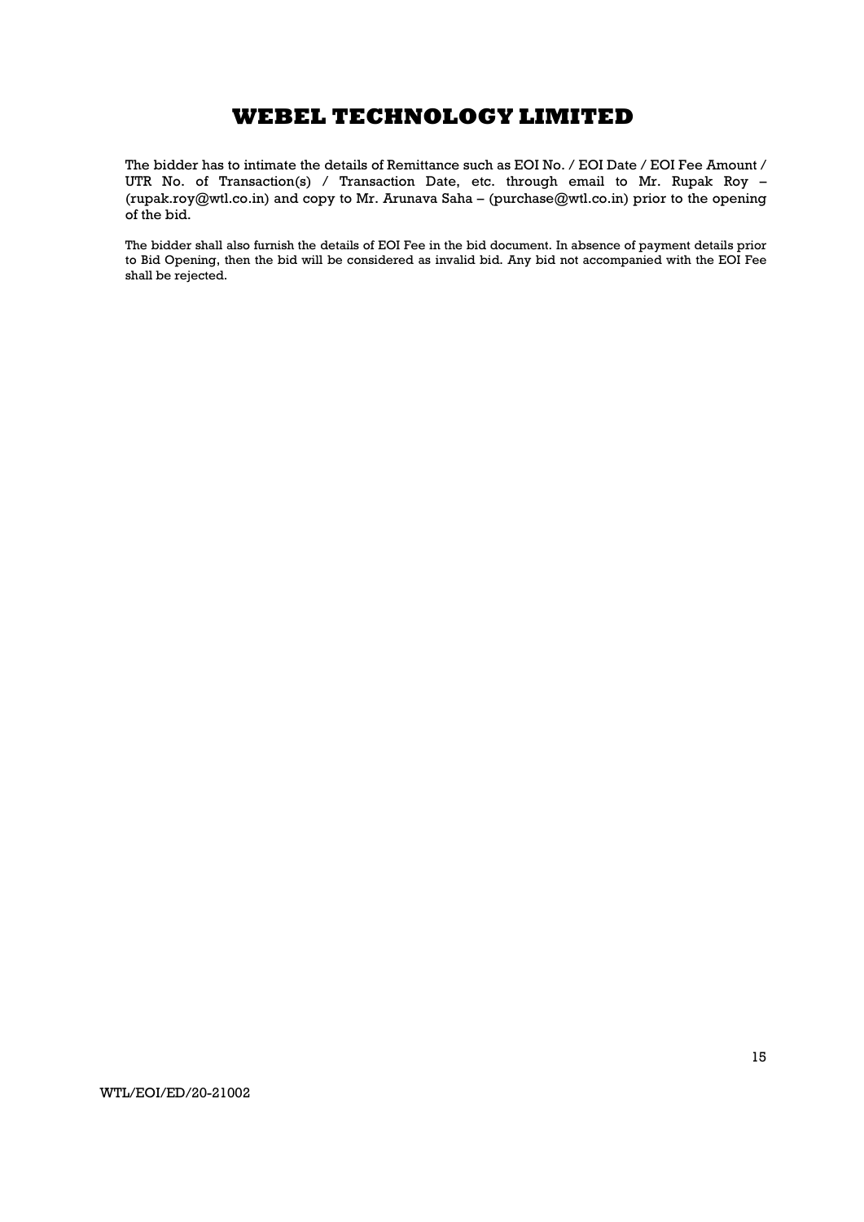The bidder has to intimate the details of Remittance such as EOI No. / EOI Date / EOI Fee Amount / UTR No. of Transaction(s) / Transaction Date, etc. through email to Mr. Rupak Roy – (rupak.roy@wtl.co.in) and copy to Mr. Arunava Saha – (purchase@wtl.co.in) prior to the opening of the bid.

The bidder shall also furnish the details of EOI Fee in the bid document. In absence of payment details prior to Bid Opening, then the bid will be considered as invalid bid. Any bid not accompanied with the EOI Fee shall be rejected.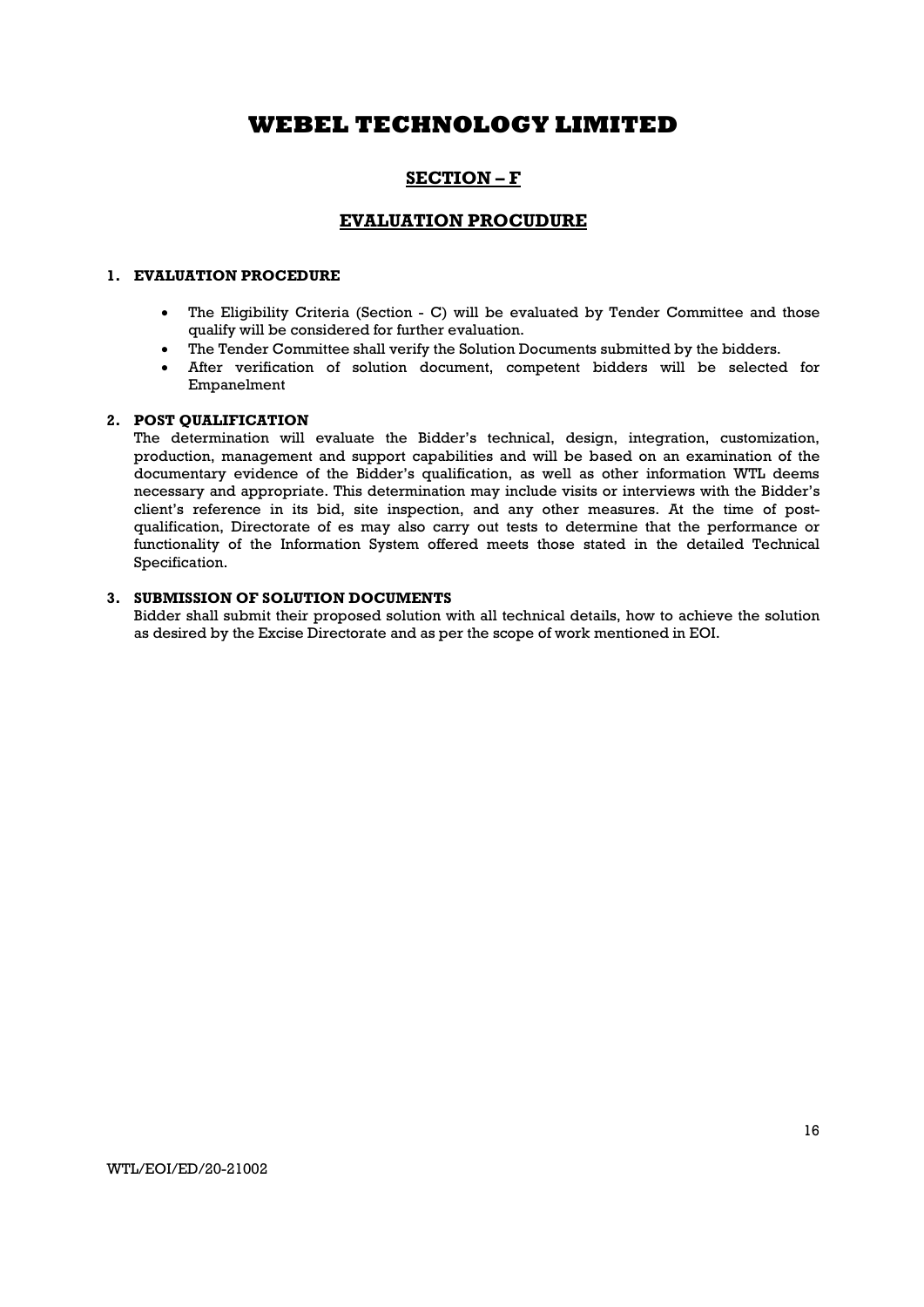# WEBEL TECHNOLOGY LIMITED

## SECTION – F

## EVALUATION PROCUDURE

### 1. EVALUATION PROCEDURE

- The Eligibility Criteria (Section - C) will be evaluated by Tender Committee and those qualify will be considered for further evaluation.
- The Tender Committee shall verify the Solution Documents submitted by the bidders.
- After verification of solution document, competent bidders will be selected for Empanelment

### 2. POST QUALIFICATION

The determination will evaluate the Bidder's technical, design, integration, customization, production, management and support capabilities and will be based on an examination of the documentary evidence of the Bidder's qualification, as well as other information WTL deems necessary and appropriate. This determination may include visits or interviews with the Bidder's client's reference in its bid, site inspection, and any other measures. At the time of post-qualification, Directorate of es may also carry out tests to determine that the performance or functionality of the Information System offered meets those stated in the detailed Technical Specification.

### 3. SUBMISSION OF SOLUTION DOCUMENTS

Bidder shall submit their proposed solution with all technical details, how to achieve the solution as desired by the Excise Directorate and as per the scope of work mentioned in EOI.

WTL/EOI/ED/20-21002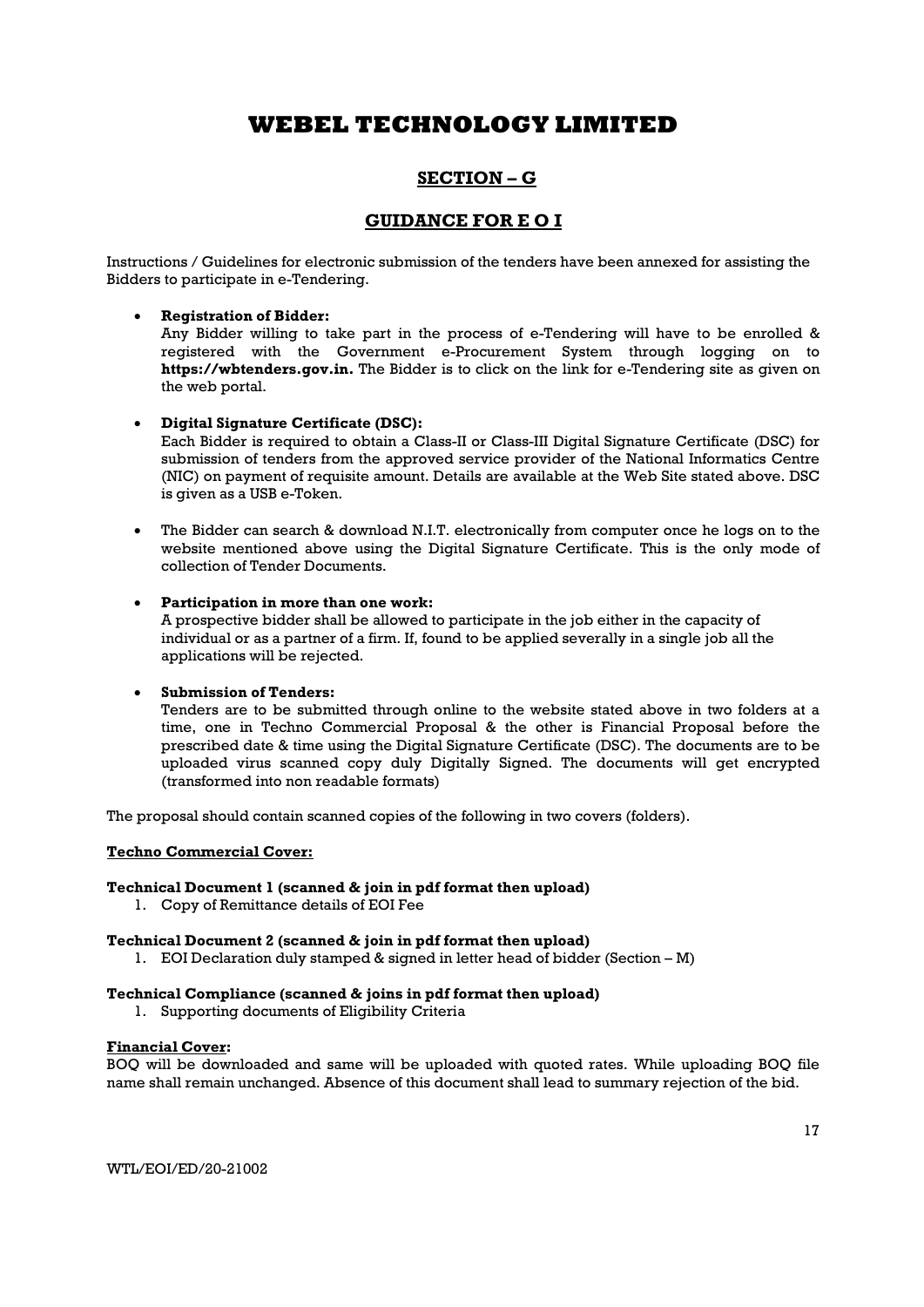# WEBEL TECHNOLOGY LIMITED

## SECTION – G

## GUIDANCE FOR E O I

Instructions / Guidelines for electronic submission of the tenders have been annexed for assisting the Bidders to participate in e-Tendering.

- **Registration of Bidder:**
  Any Bidder willing to take part in the process of e-Tendering will have to be enrolled & registered with the Government e-Procurement System through logging on to **https://wbtenders.gov.in.** The Bidder is to click on the link for e-Tendering site as given on the web portal.

- **Digital Signature Certificate (DSC):**
  Each Bidder is required to obtain a Class-II or Class-III Digital Signature Certificate (DSC) for submission of tenders from the approved service provider of the National Informatics Centre (NIC) on payment of requisite amount. Details are available at the Web Site stated above. DSC is given as a USB e-Token.

- The Bidder can search & download N.I.T. electronically from computer once he logs on to the website mentioned above using the Digital Signature Certificate. This is the only mode of collection of Tender Documents.

- **Participation in more than one work:**
  A prospective bidder shall be allowed to participate in the job either in the capacity of individual or as a partner of a firm. If, found to be applied severally in a single job all the applications will be rejected.

- **Submission of Tenders:**
  Tenders are to be submitted through online to the website stated above in two folders at a time, one in Techno Commercial Proposal & the other is Financial Proposal before the prescribed date & time using the Digital Signature Certificate (DSC). The documents are to be uploaded virus scanned copy duly Digitally Signed. The documents will get encrypted (transformed into non readable formats)

The proposal should contain scanned copies of the following in two covers (folders).

**Techno Commercial Cover:**

**Technical Document 1 (scanned & join in pdf format then upload)**

1. Copy of Remittance details of EOI Fee

**Technical Document 2 (scanned & join in pdf format then upload)**

1. EOI Declaration duly stamped & signed in letter head of bidder (Section – M)

**Technical Compliance (scanned & joins in pdf format then upload)**

1. Supporting documents of Eligibility Criteria

**Financial Cover:**

BOQ will be downloaded and same will be uploaded with quoted rates. While uploading BOQ file name shall remain unchanged. Absence of this document shall lead to summary rejection of the bid.

WTL/EOI/ED/20-21002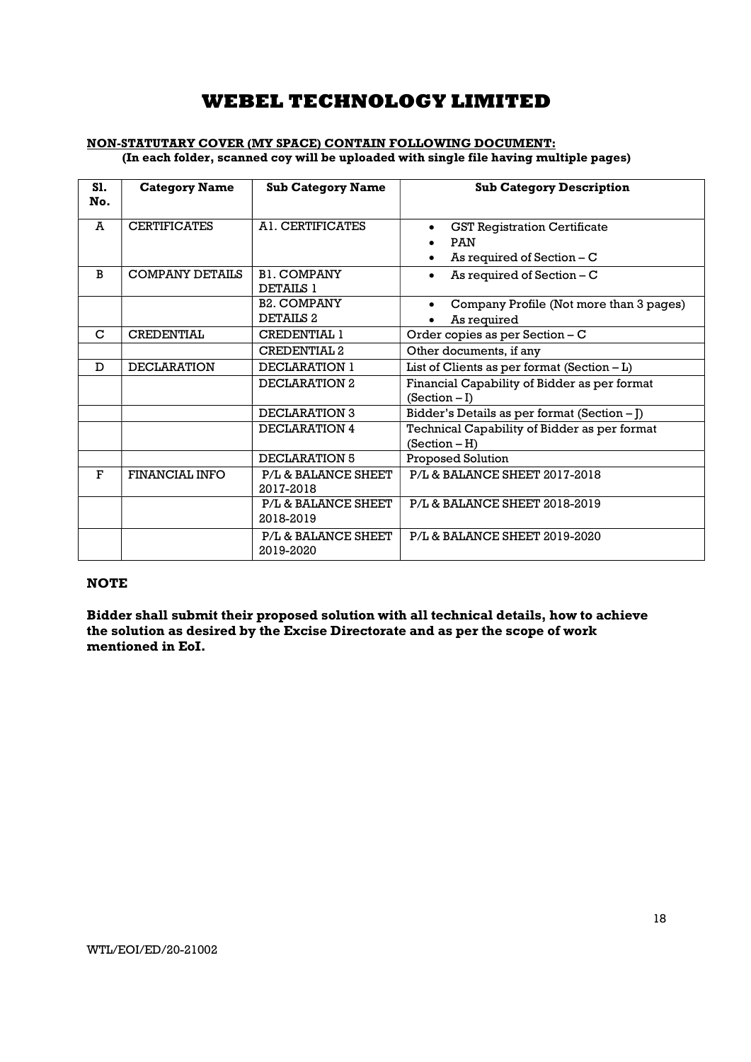# WEBEL TECHNOLOGY LIMITED

**NON-STATUTARY COVER (MY SPACE) CONTAIN FOLLOWING DOCUMENT:**

**(In each folder, scanned coy will be uploaded with single file having multiple pages)**

| Sl. No. | Category Name | Sub Category Name | Sub Category Description |
|---|---|---|---|
| A | CERTIFICATES | A1. CERTIFICATES | • GST Registration Certificate<br>• PAN<br>• As required of Section – C |
| B | COMPANY DETAILS | B1. COMPANY DETAILS 1 | • As required of Section – C |
| | | B2. COMPANY DETAILS 2 | • Company Profile (Not more than 3 pages)<br>• As required |
| C | CREDENTIAL | CREDENTIAL 1 | Order copies as per Section – C |
| | | CREDENTIAL 2 | Other documents, if any |
| D | DECLARATION | DECLARATION 1 | List of Clients as per format (Section – L) |
| | | DECLARATION 2 | Financial Capability of Bidder as per format (Section – I) |
| | | DECLARATION 3 | Bidder's Details as per format (Section – J) |
| | | DECLARATION 4 | Technical Capability of Bidder as per format (Section – H) |
| | | DECLARATION 5 | Proposed Solution |
| F | FINANCIAL INFO | P/L & BALANCE SHEET 2017-2018 | P/L & BALANCE SHEET 2017-2018 |
| | | P/L & BALANCE SHEET 2018-2019 | P/L & BALANCE SHEET 2018-2019 |
| | | P/L & BALANCE SHEET 2019-2020 | P/L & BALANCE SHEET 2019-2020 |

**NOTE**

**Bidder shall submit their proposed solution with all technical details, how to achieve the solution as desired by the Excise Directorate and as per the scope of work mentioned in EoI.**

WTL/EOI/ED/20-21002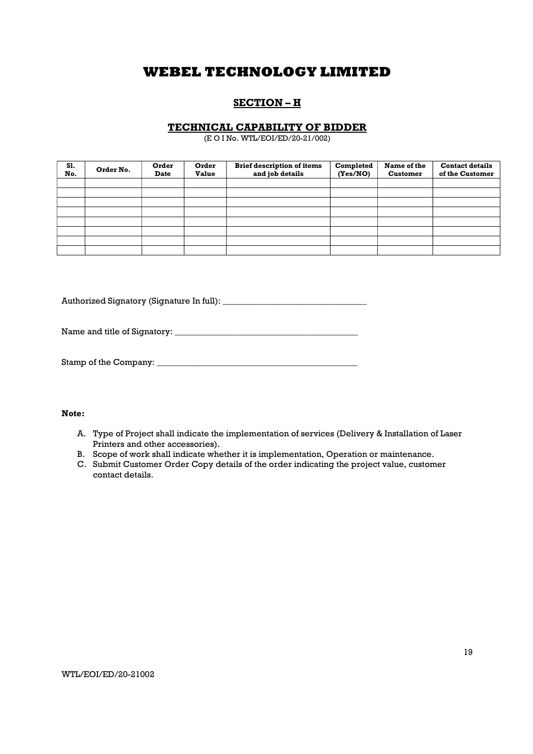# WEBEL TECHNOLOGY LIMITED

## SECTION – H

### TECHNICAL CAPABILITY OF BIDDER

(E O I No. WTL/EOI/ED/20-21/002)

| Sl. No. | Order No. | Order Date | Order Value | Brief description of items and job details | Completed (Yes/NO) | Name of the Customer | Contact details of the Customer |
|---|---|---|---|---|---|---|---|
| | | | | | | | |
| | | | | | | | |
| | | | | | | | |
| | | | | | | | |
| | | | | | | | |
| | | | | | | | |
| | | | | | | | |
| | | | | | | | |

Authorized Signatory (Signature In full): _________________________________

Name and title of Signatory: __________________________________________

Stamp of the Company: _______________________________________________

**Note:**

A. Type of Project shall indicate the implementation of services (Delivery & Installation of Laser Printers and other accessories).
B. Scope of work shall indicate whether it is implementation, Operation or maintenance.
C. Submit Customer Order Copy details of the order indicating the project value, customer contact details.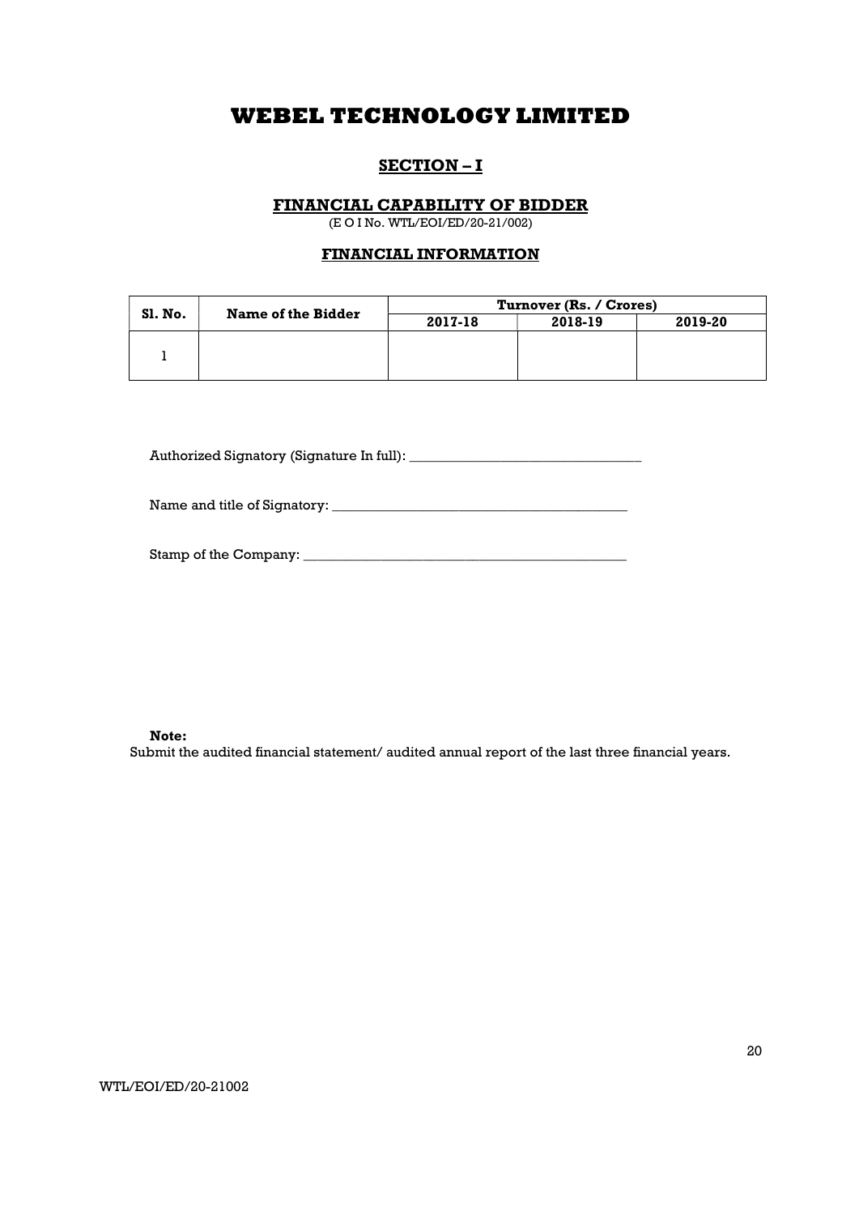# WEBEL TECHNOLOGY LIMITED

## SECTION – I

### FINANCIAL CAPABILITY OF BIDDER

(E O I No. WTL/EOI/ED/20-21/002)

#### FINANCIAL INFORMATION

| Sl. No. | Name of the Bidder | Turnover (Rs. / Crores) | | |
|---|---|---|---|---|
| | | 2017-18 | 2018-19 | 2019-20 |
| 1 | | | | |

Authorized Signatory (Signature In full): _________________________________

Name and title of Signatory: __________________________________________

Stamp of the Company: ______________________________________________

**Note:**
Submit the audited financial statement/ audited annual report of the last three financial years.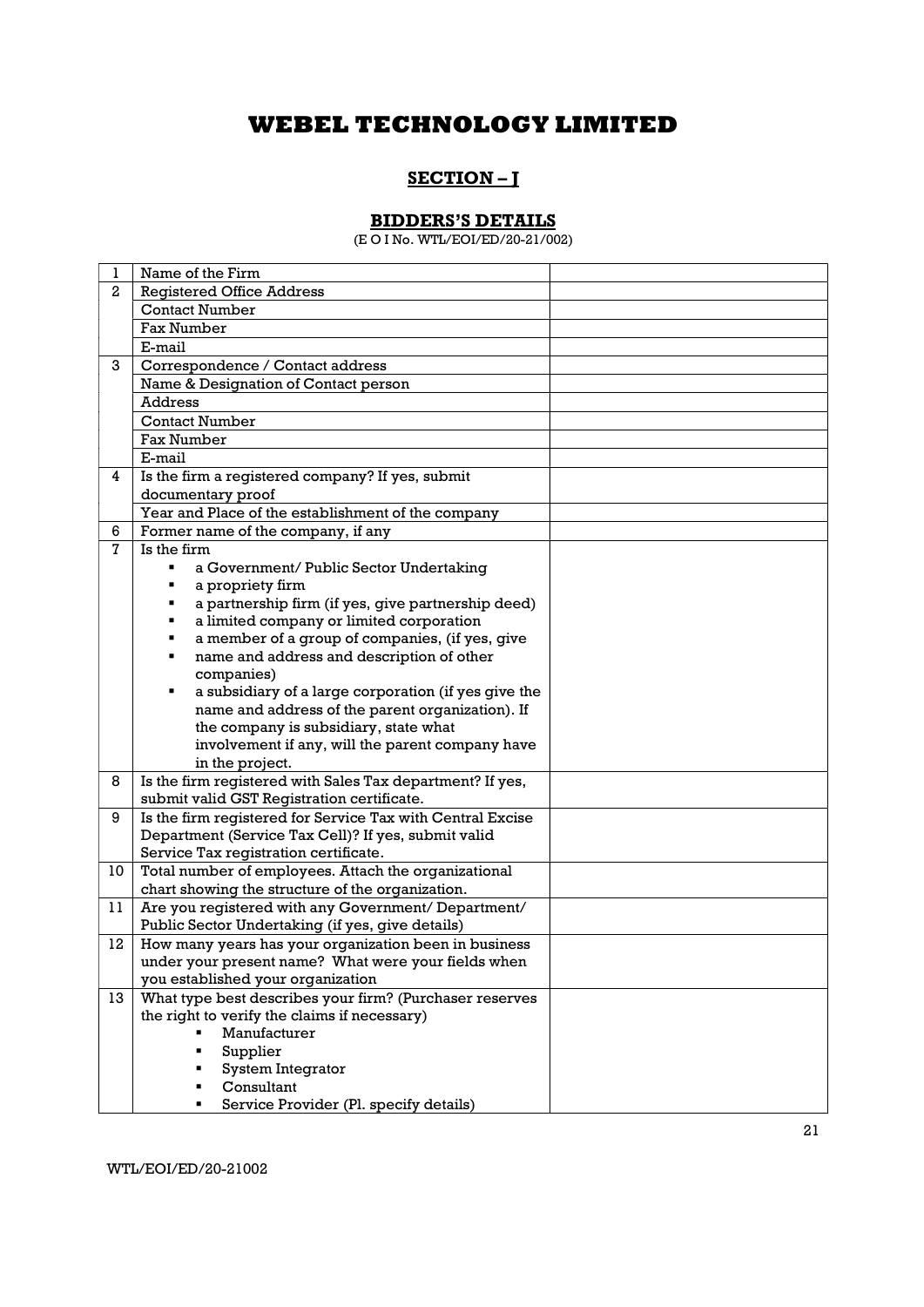# WEBEL TECHNOLOGY LIMITED

## SECTION – I

### BIDDERS'S DETAILS

(E O I No. WTL/EOI/ED/20-21/002)

| | | |
|---|---|---|
| 1 | Name of the Firm | |
| 2 | Registered Office Address | |
| | Contact Number | |
| | Fax Number | |
| | E-mail | |
| 3 | Correspondence / Contact address | |
| | Name & Designation of Contact person | |
| | Address | |
| | Contact Number | |
| | Fax Number | |
| | E-mail | |
| 4 | Is the firm a registered company? If yes, submit documentary proof | |
| | Year and Place of the establishment of the company | |
| 6 | Former name of the company, if any | |
| 7 | Is the firm<br>▪ a Government/ Public Sector Undertaking<br>▪ a propriety firm<br>▪ a partnership firm (if yes, give partnership deed)<br>▪ a limited company or limited corporation<br>▪ a member of a group of companies, (if yes, give<br>▪ name and address and description of other companies)<br>▪ a subsidiary of a large corporation (if yes give the name and address of the parent organization). If the company is subsidiary, state what involvement if any, will the parent company have in the project. | |
| 8 | Is the firm registered with Sales Tax department? If yes, submit valid GST Registration certificate. | |
| 9 | Is the firm registered for Service Tax with Central Excise Department (Service Tax Cell)? If yes, submit valid Service Tax registration certificate. | |
| 10 | Total number of employees. Attach the organizational chart showing the structure of the organization. | |
| 11 | Are you registered with any Government/ Department/ Public Sector Undertaking (if yes, give details) | |
| 12 | How many years has your organization been in business under your present name? What were your fields when you established your organization | |
| 13 | What type best describes your firm? (Purchaser reserves the right to verify the claims if necessary)<br>▪ Manufacturer<br>▪ Supplier<br>▪ System Integrator<br>▪ Consultant<br>▪ Service Provider (Pl. specify details) | |

WTL/EOI/ED/20-21002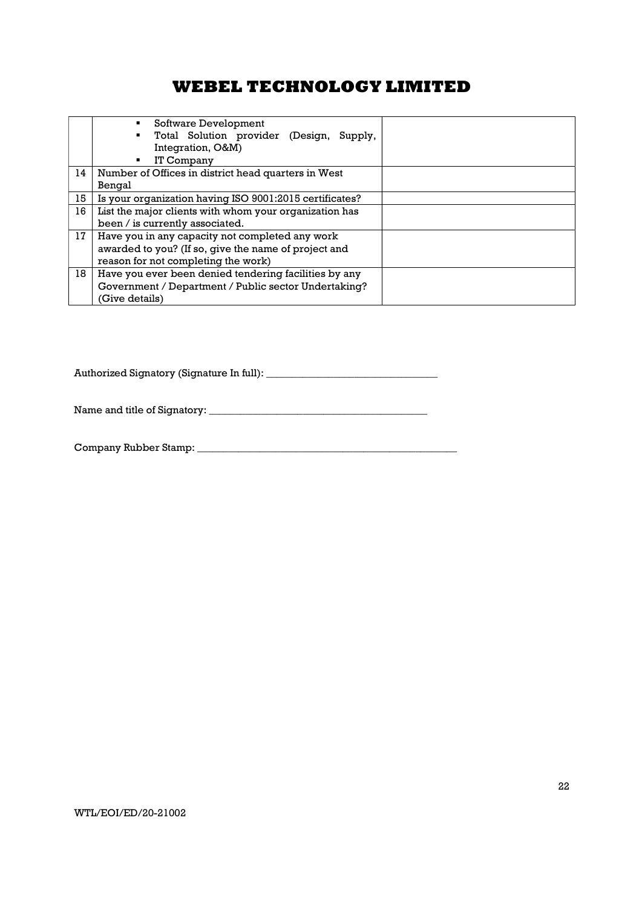| | | |
|---|---|---|
| | ▪ Software Development<br>▪ Total Solution provider (Design, Supply, Integration, O&M)<br>▪ IT Company | |
| 14 | Number of Offices in district head quarters in West Bengal | |
| 15 | Is your organization having ISO 9001:2015 certificates? | |
| 16 | List the major clients with whom your organization has been / is currently associated. | |
| 17 | Have you in any capacity not completed any work awarded to you? (If so, give the name of project and reason for not completing the work) | |
| 18 | Have you ever been denied tendering facilities by any Government / Department / Public sector Undertaking? (Give details) | |

Authorized Signatory (Signature In full): _________________________________

Name and title of Signatory: __________________________________________

Company Rubber Stamp: _____________________________________________________

WTL/EOI/ED/20-21002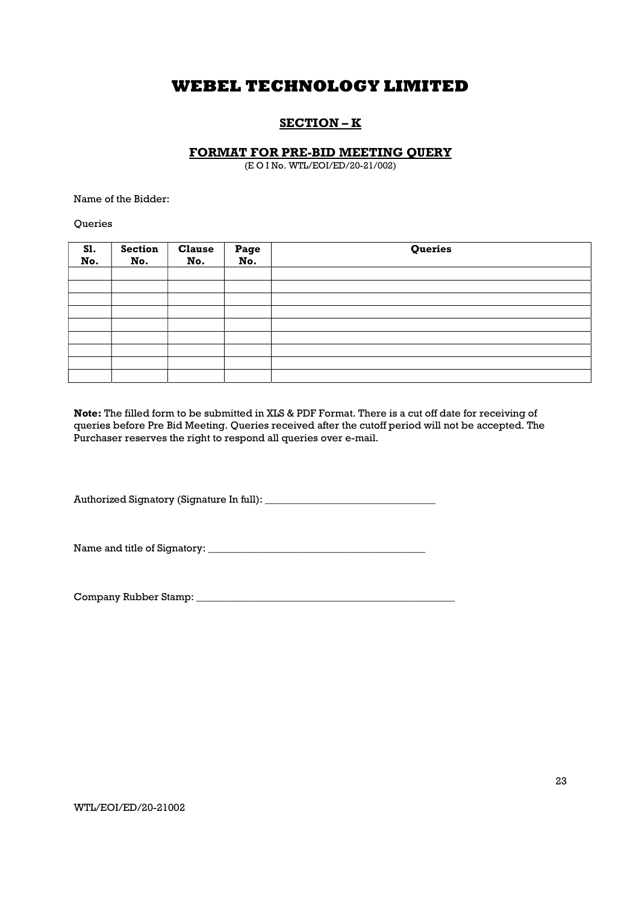# WEBEL TECHNOLOGY LIMITED

## SECTION – K

### FORMAT FOR PRE-BID MEETING QUERY

(E O I No. WTL/EOI/ED/20-21/002)

Name of the Bidder:

Queries

| Sl. No. | Section No. | Clause No. | Page No. | Queries |
|---|---|---|---|---|
| | | | | |
| | | | | |
| | | | | |
| | | | | |
| | | | | |
| | | | | |
| | | | | |
| | | | | |
| | | | | |

**Note:** The filled form to be submitted in XLS & PDF Format. There is a cut off date for receiving of queries before Pre Bid Meeting. Queries received after the cutoff period will not be accepted. The Purchaser reserves the right to respond all queries over e-mail.

Authorized Signatory (Signature In full): _________________________________

Name and title of Signatory: __________________________________________

Company Rubber Stamp: ___________________________________________________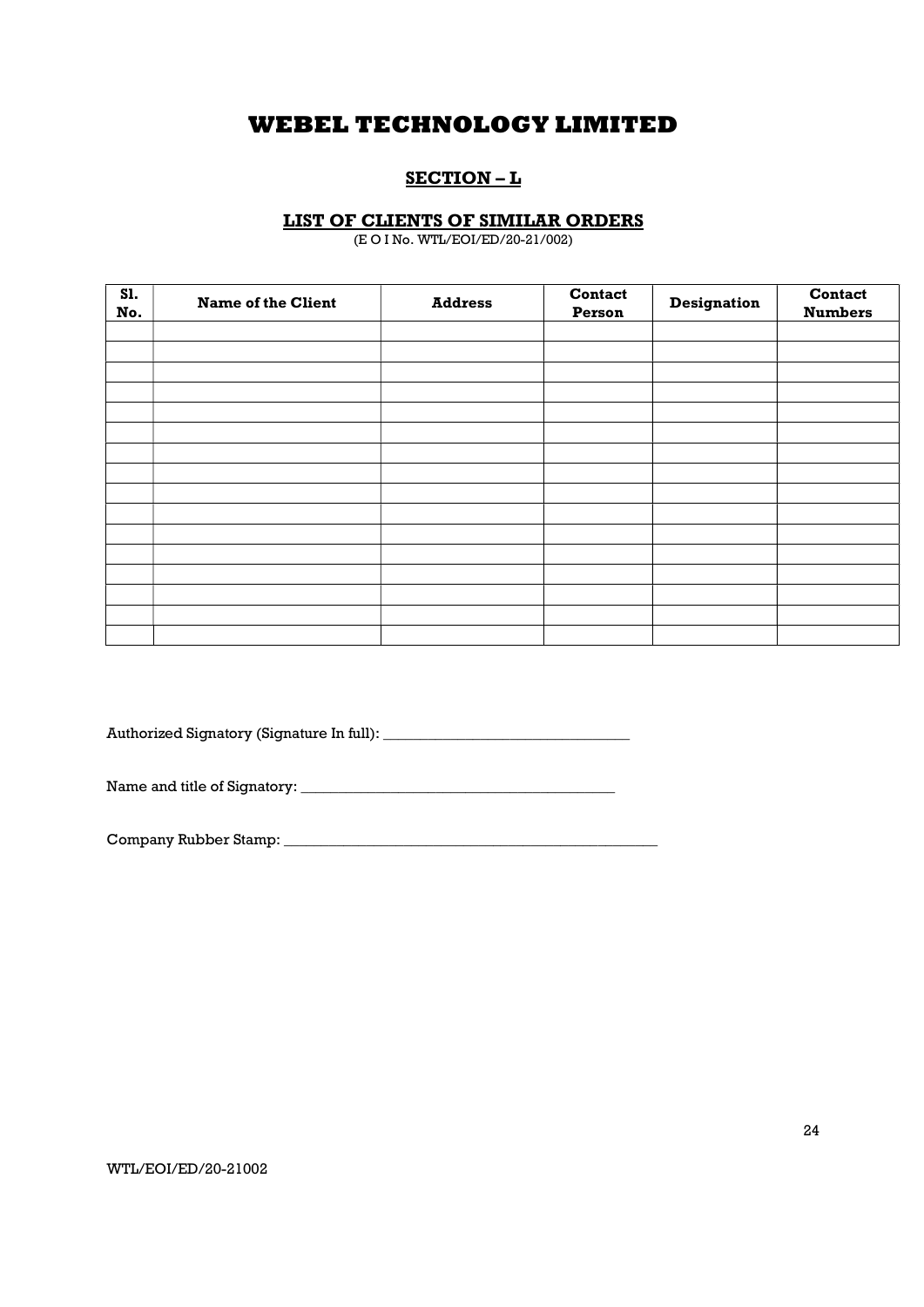# WEBEL TECHNOLOGY LIMITED

## SECTION – L

### LIST OF CLIENTS OF SIMILAR ORDERS

(E O I No. WTL/EOI/ED/20-21/002)

| Sl. No. | Name of the Client | Address | Contact Person | Designation | Contact Numbers |
|---|---|---|---|---|---|
| | | | | | |
| | | | | | |
| | | | | | |
| | | | | | |
| | | | | | |
| | | | | | |
| | | | | | |
| | | | | | |
| | | | | | |
| | | | | | |
| | | | | | |
| | | | | | |
| | | | | | |
| | | | | | |
| | | | | | |
| | | | | | |

Authorized Signatory (Signature In full): _________________________________

Name and title of Signatory: __________________________________________

Company Rubber Stamp: ____________________________________________________

WTL/EOI/ED/20-21002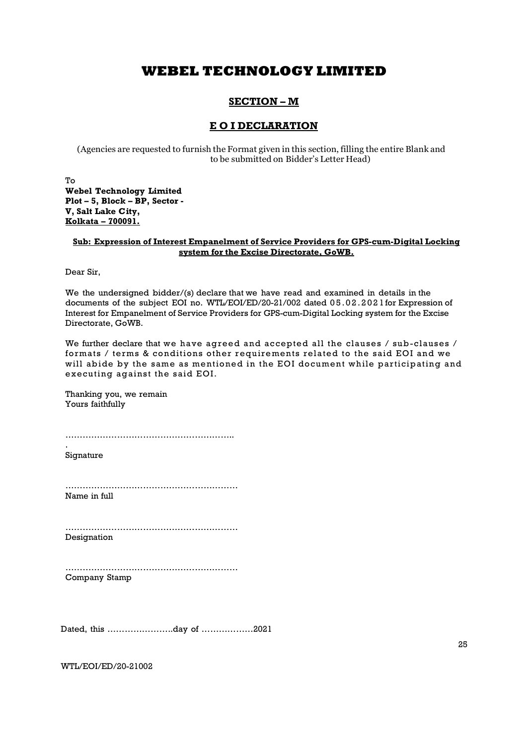# WEBEL TECHNOLOGY LIMITED

## SECTION – M

## E O I DECLARATION

(Agencies are requested to furnish the Format given in this section, filling the entire Blank and to be submitted on Bidder's Letter Head)

To
**Webel Technology Limited**
**Plot – 5, Block – BP, Sector - V, Salt Lake City,**
**Kolkata – 700091.**

**Sub: Expression of Interest Empanelment of Service Providers for GPS-cum-Digital Locking system for the Excise Directorate, GoWB.**

Dear Sir,

We the undersigned bidder/(s) declare that we have read and examined in details in the documents of the subject EOI no. WTL/EOI/ED/20-21/002 dated 05.02.2021 for Expression of Interest for Empanelment of Service Providers for GPS-cum-Digital Locking system for the Excise Directorate, GoWB.

We further declare that we have agreed and accepted all the clauses / sub-clauses / formats / terms & conditions other requirements related to the said EOI and we will abide by the same as mentioned in the EOI document while participating and executing against the said EOI.

Thanking you, we remain
Yours faithfully

…………………………………………………..
.
Signature

……………………………………………………
Name in full

……………………………………………………
Designation

……………………………………………………
Company Stamp

Dated, this …………………..day of ………………2021

WTL/EOI/ED/20-21002